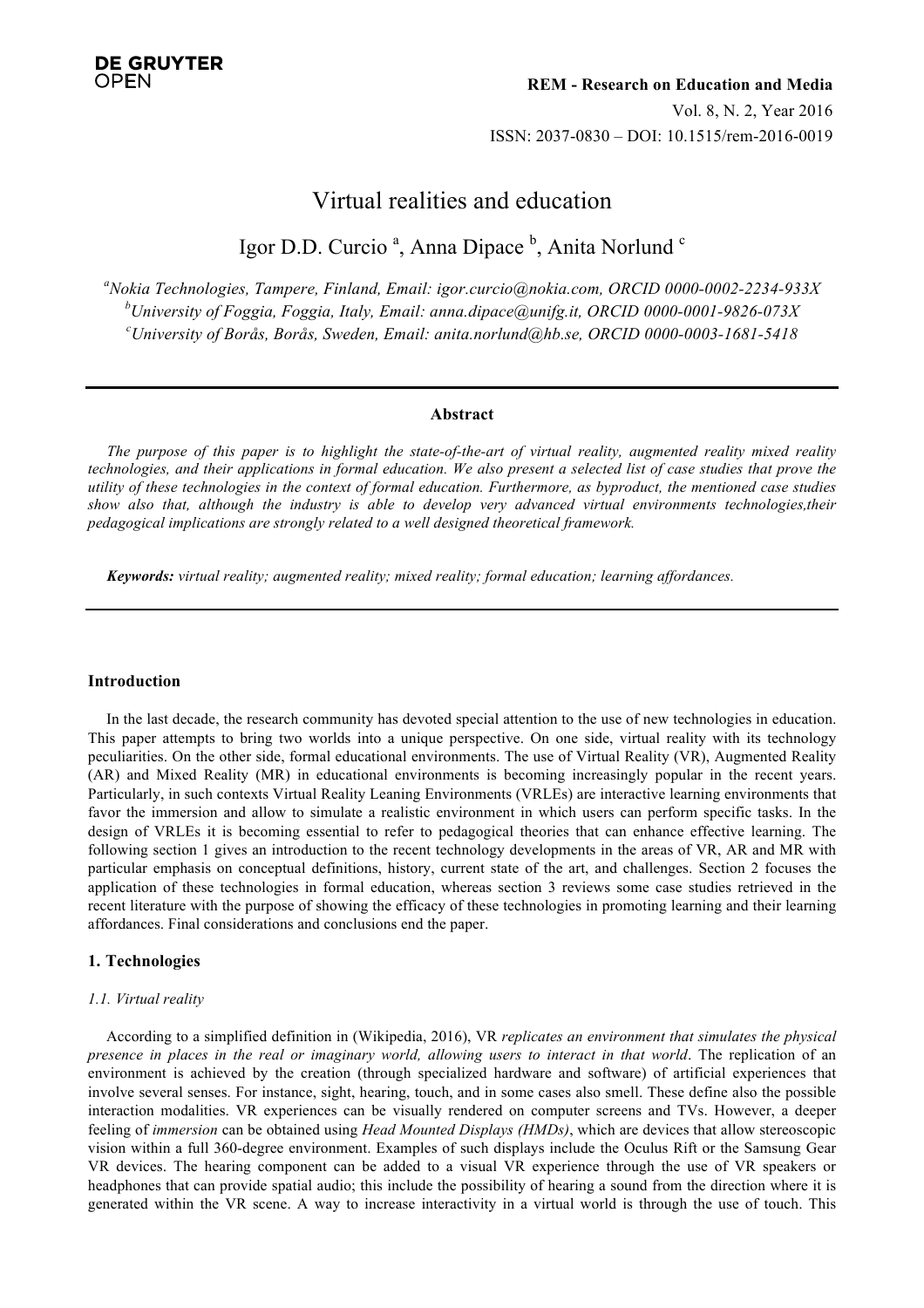DE GRUYTER OPEN

**REM - Research on Education and Media**
Vol. 8, N. 2, Year 2016
ISSN: 2037-0830 – DOI: 10.1515/rem-2016-0019

# Virtual realities and education

Igor D.D. Curcio [a], Anna Dipace [b], Anita Norlund [c]

[a] *Nokia Technologies, Tampere, Finland, Email: igor.curcio@nokia.com, ORCID 0000-0002-2234-933X*
[b] *University of Foggia, Foggia, Italy, Email: anna.dipace@unifg.it, ORCID 0000-0001-9826-073X*
[c] *University of Borås, Borås, Sweden, Email: anita.norlund@hb.se, ORCID 0000-0003-1681-5418*

## Abstract

*The purpose of this paper is to highlight the state-of-the-art of virtual reality, augmented reality mixed reality technologies, and their applications in formal education. We also present a selected list of case studies that prove the utility of these technologies in the context of formal education. Furthermore, as byproduct, the mentioned case studies show also that, although the industry is able to develop very advanced virtual environments technologies,their pedagogical implications are strongly related to a well designed theoretical framework.*

***Keywords:*** *virtual reality; augmented reality; mixed reality; formal education; learning affordances.*

## Introduction

In the last decade, the research community has devoted special attention to the use of new technologies in education. This paper attempts to bring two worlds into a unique perspective. On one side, virtual reality with its technology peculiarities. On the other side, formal educational environments. The use of Virtual Reality (VR), Augmented Reality (AR) and Mixed Reality (MR) in educational environments is becoming increasingly popular in the recent years. Particularly, in such contexts Virtual Reality Leaning Environments (VRLEs) are interactive learning environments that favor the immersion and allow to simulate a realistic environment in which users can perform specific tasks. In the design of VRLEs it is becoming essential to refer to pedagogical theories that can enhance effective learning. The following section 1 gives an introduction to the recent technology developments in the areas of VR, AR and MR with particular emphasis on conceptual definitions, history, current state of the art, and challenges. Section 2 focuses the application of these technologies in formal education, whereas section 3 reviews some case studies retrieved in the recent literature with the purpose of showing the efficacy of these technologies in promoting learning and their learning affordances. Final considerations and conclusions end the paper.

## 1. Technologies

### *1.1. Virtual reality*

According to a simplified definition in (Wikipedia, 2016), VR *replicates an environment that simulates the physical presence in places in the real or imaginary world, allowing users to interact in that world*. The replication of an environment is achieved by the creation (through specialized hardware and software) of artificial experiences that involve several senses. For instance, sight, hearing, touch, and in some cases also smell. These define also the possible interaction modalities. VR experiences can be visually rendered on computer screens and TVs. However, a deeper feeling of *immersion* can be obtained using *Head Mounted Displays (HMDs)*, which are devices that allow stereoscopic vision within a full 360-degree environment. Examples of such displays include the Oculus Rift or the Samsung Gear VR devices. The hearing component can be added to a visual VR experience through the use of VR speakers or headphones that can provide spatial audio; this include the possibility of hearing a sound from the direction where it is generated within the VR scene. A way to increase interactivity in a virtual world is through the use of touch. This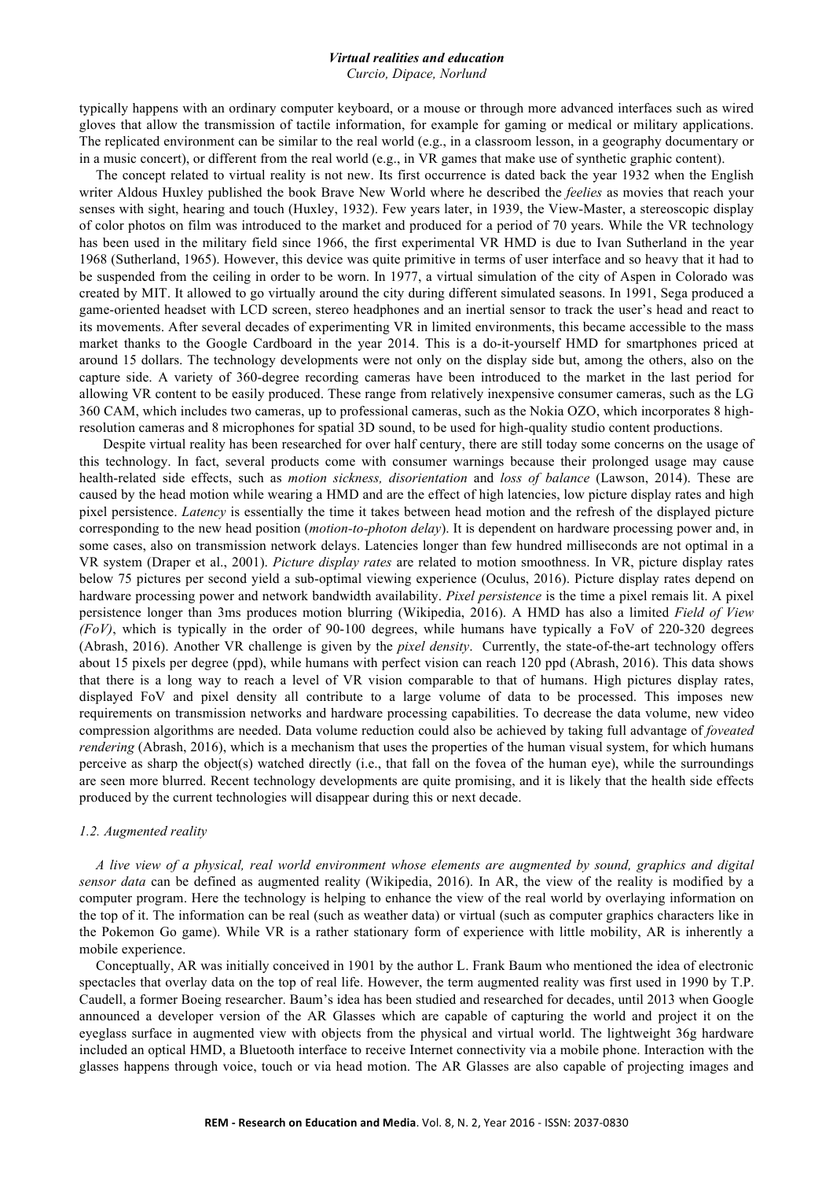typically happens with an ordinary computer keyboard, or a mouse or through more advanced interfaces such as wired gloves that allow the transmission of tactile information, for example for gaming or medical or military applications. The replicated environment can be similar to the real world (e.g., in a classroom lesson, in a geography documentary or in a music concert), or different from the real world (e.g., in VR games that make use of synthetic graphic content).

The concept related to virtual reality is not new. Its first occurrence is dated back the year 1932 when the English writer Aldous Huxley published the book Brave New World where he described the *feelies* as movies that reach your senses with sight, hearing and touch (Huxley, 1932). Few years later, in 1939, the View-Master, a stereoscopic display of color photos on film was introduced to the market and produced for a period of 70 years. While the VR technology has been used in the military field since 1966, the first experimental VR HMD is due to Ivan Sutherland in the year 1968 (Sutherland, 1965). However, this device was quite primitive in terms of user interface and so heavy that it had to be suspended from the ceiling in order to be worn. In 1977, a virtual simulation of the city of Aspen in Colorado was created by MIT. It allowed to go virtually around the city during different simulated seasons. In 1991, Sega produced a game-oriented headset with LCD screen, stereo headphones and an inertial sensor to track the user's head and react to its movements. After several decades of experimenting VR in limited environments, this became accessible to the mass market thanks to the Google Cardboard in the year 2014. This is a do-it-yourself HMD for smartphones priced at around 15 dollars. The technology developments were not only on the display side but, among the others, also on the capture side. A variety of 360-degree recording cameras have been introduced to the market in the last period for allowing VR content to be easily produced. These range from relatively inexpensive consumer cameras, such as the LG 360 CAM, which includes two cameras, up to professional cameras, such as the Nokia OZO, which incorporates 8 high-resolution cameras and 8 microphones for spatial 3D sound, to be used for high-quality studio content productions.

Despite virtual reality has been researched for over half century, there are still today some concerns on the usage of this technology. In fact, several products come with consumer warnings because their prolonged usage may cause health-related side effects, such as *motion sickness, disorientation* and *loss of balance* (Lawson, 2014). These are caused by the head motion while wearing a HMD and are the effect of high latencies, low picture display rates and high pixel persistence. *Latency* is essentially the time it takes between head motion and the refresh of the displayed picture corresponding to the new head position (*motion-to-photon delay*). It is dependent on hardware processing power and, in some cases, also on transmission network delays. Latencies longer than few hundred milliseconds are not optimal in a VR system (Draper et al., 2001). *Picture display rates* are related to motion smoothness. In VR, picture display rates below 75 pictures per second yield a sub-optimal viewing experience (Oculus, 2016). Picture display rates depend on hardware processing power and network bandwidth availability. *Pixel persistence* is the time a pixel remais lit. A pixel persistence longer than 3ms produces motion blurring (Wikipedia, 2016). A HMD has also a limited *Field of View (FoV)*, which is typically in the order of 90-100 degrees, while humans have typically a FoV of 220-320 degrees (Abrash, 2016). Another VR challenge is given by the *pixel density*. Currently, the state-of-the-art technology offers about 15 pixels per degree (ppd), while humans with perfect vision can reach 120 ppd (Abrash, 2016). This data shows that there is a long way to reach a level of VR vision comparable to that of humans. High pictures display rates, displayed FoV and pixel density all contribute to a large volume of data to be processed. This imposes new requirements on transmission networks and hardware processing capabilities. To decrease the data volume, new video compression algorithms are needed. Data volume reduction could also be achieved by taking full advantage of *foveated rendering* (Abrash, 2016), which is a mechanism that uses the properties of the human visual system, for which humans perceive as sharp the object(s) watched directly (i.e., that fall on the fovea of the human eye), while the surroundings are seen more blurred. Recent technology developments are quite promising, and it is likely that the health side effects produced by the current technologies will disappear during this or next decade.

### *1.2. Augmented reality*

*A live view of a physical, real world environment whose elements are augmented by sound, graphics and digital sensor data* can be defined as augmented reality (Wikipedia, 2016). In AR, the view of the reality is modified by a computer program. Here the technology is helping to enhance the view of the real world by overlaying information on the top of it. The information can be real (such as weather data) or virtual (such as computer graphics characters like in the Pokemon Go game). While VR is a rather stationary form of experience with little mobility, AR is inherently a mobile experience.

Conceptually, AR was initially conceived in 1901 by the author L. Frank Baum who mentioned the idea of electronic spectacles that overlay data on the top of real life. However, the term augmented reality was first used in 1990 by T.P. Caudell, a former Boeing researcher. Baum's idea has been studied and researched for decades, until 2013 when Google announced a developer version of the AR Glasses which are capable of capturing the world and project it on the eyeglass surface in augmented view with objects from the physical and virtual world. The lightweight 36g hardware included an optical HMD, a Bluetooth interface to receive Internet connectivity via a mobile phone. Interaction with the glasses happens through voice, touch or via head motion. The AR Glasses are also capable of projecting images and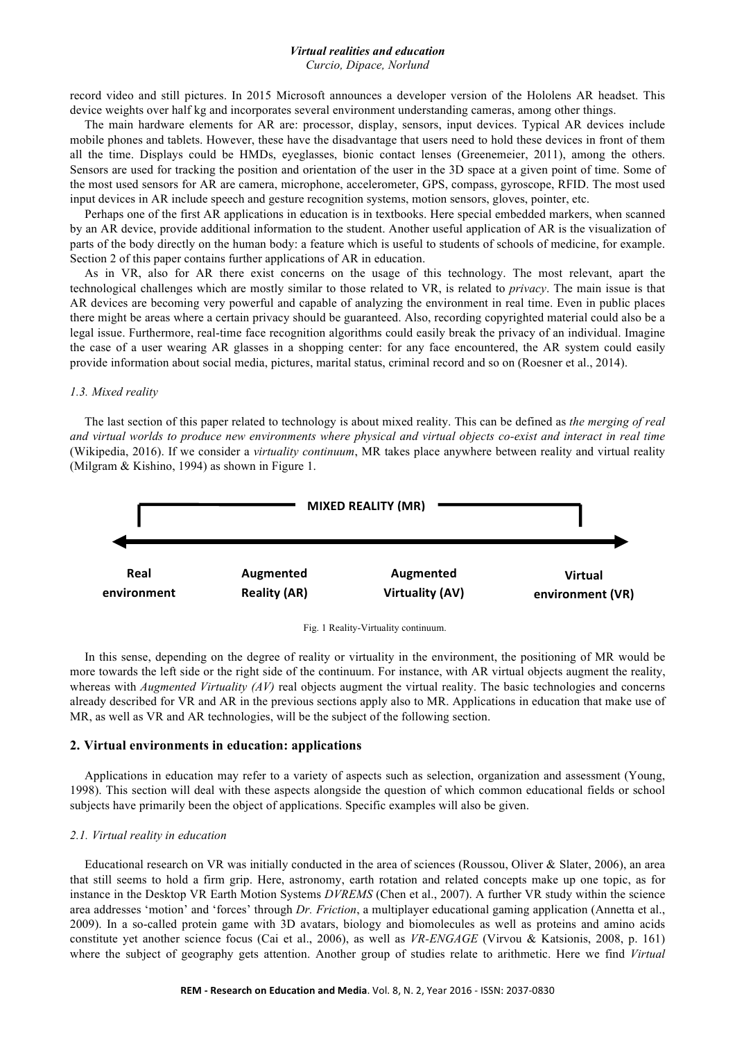record video and still pictures. In 2015 Microsoft announces a developer version of the Hololens AR headset. This device weights over half kg and incorporates several environment understanding cameras, among other things.

The main hardware elements for AR are: processor, display, sensors, input devices. Typical AR devices include mobile phones and tablets. However, these have the disadvantage that users need to hold these devices in front of them all the time. Displays could be HMDs, eyeglasses, bionic contact lenses (Greenemeier, 2011), among the others. Sensors are used for tracking the position and orientation of the user in the 3D space at a given point of time. Some of the most used sensors for AR are camera, microphone, accelerometer, GPS, compass, gyroscope, RFID. The most used input devices in AR include speech and gesture recognition systems, motion sensors, gloves, pointer, etc.

Perhaps one of the first AR applications in education is in textbooks. Here special embedded markers, when scanned by an AR device, provide additional information to the student. Another useful application of AR is the visualization of parts of the body directly on the human body: a feature which is useful to students of schools of medicine, for example. Section 2 of this paper contains further applications of AR in education.

As in VR, also for AR there exist concerns on the usage of this technology. The most relevant, apart the technological challenges which are mostly similar to those related to VR, is related to *privacy*. The main issue is that AR devices are becoming very powerful and capable of analyzing the environment in real time. Even in public places there might be areas where a certain privacy should be guaranteed. Also, recording copyrighted material could also be a legal issue. Furthermore, real-time face recognition algorithms could easily break the privacy of an individual. Imagine the case of a user wearing AR glasses in a shopping center: for any face encountered, the AR system could easily provide information about social media, pictures, marital status, criminal record and so on (Roesner et al., 2014).

### *1.3. Mixed reality*

The last section of this paper related to technology is about mixed reality. This can be defined as *the merging of real and virtual worlds to produce new environments where physical and virtual objects co-exist and interact in real time* (Wikipedia, 2016). If we consider a *virtuality continuum*, MR takes place anywhere between reality and virtual reality (Milgram & Kishino, 1994) as shown in Figure 1.

MIXED REALITY (MR)

Real environment

Augmented Reality (AR)

Augmented Virtuality (AV)

Virtual environment (VR)

Fig. 1 Reality-Virtuality continuum.

In this sense, depending on the degree of reality or virtuality in the environment, the positioning of MR would be more towards the left side or the right side of the continuum. For instance, with AR virtual objects augment the reality, whereas with *Augmented Virtuality (AV)* real objects augment the virtual reality. The basic technologies and concerns already described for VR and AR in the previous sections apply also to MR. Applications in education that make use of MR, as well as VR and AR technologies, will be the subject of the following section.

## 2. Virtual environments in education: applications

Applications in education may refer to a variety of aspects such as selection, organization and assessment (Young, 1998). This section will deal with these aspects alongside the question of which common educational fields or school subjects have primarily been the object of applications. Specific examples will also be given.

### *2.1. Virtual reality in education*

Educational research on VR was initially conducted in the area of sciences (Roussou, Oliver & Slater, 2006), an area that still seems to hold a firm grip. Here, astronomy, earth rotation and related concepts make up one topic, as for instance in the Desktop VR Earth Motion Systems *DVREMS* (Chen et al., 2007). A further VR study within the science area addresses 'motion' and 'forces' through *Dr. Friction*, a multiplayer educational gaming application (Annetta et al., 2009). In a so-called protein game with 3D avatars, biology and biomolecules as well as proteins and amino acids constitute yet another science focus (Cai et al., 2006), as well as *VR-ENGAGE* (Virvou & Katsionis, 2008, p. 161) where the subject of geography gets attention. Another group of studies relate to arithmetic. Here we find *Virtual*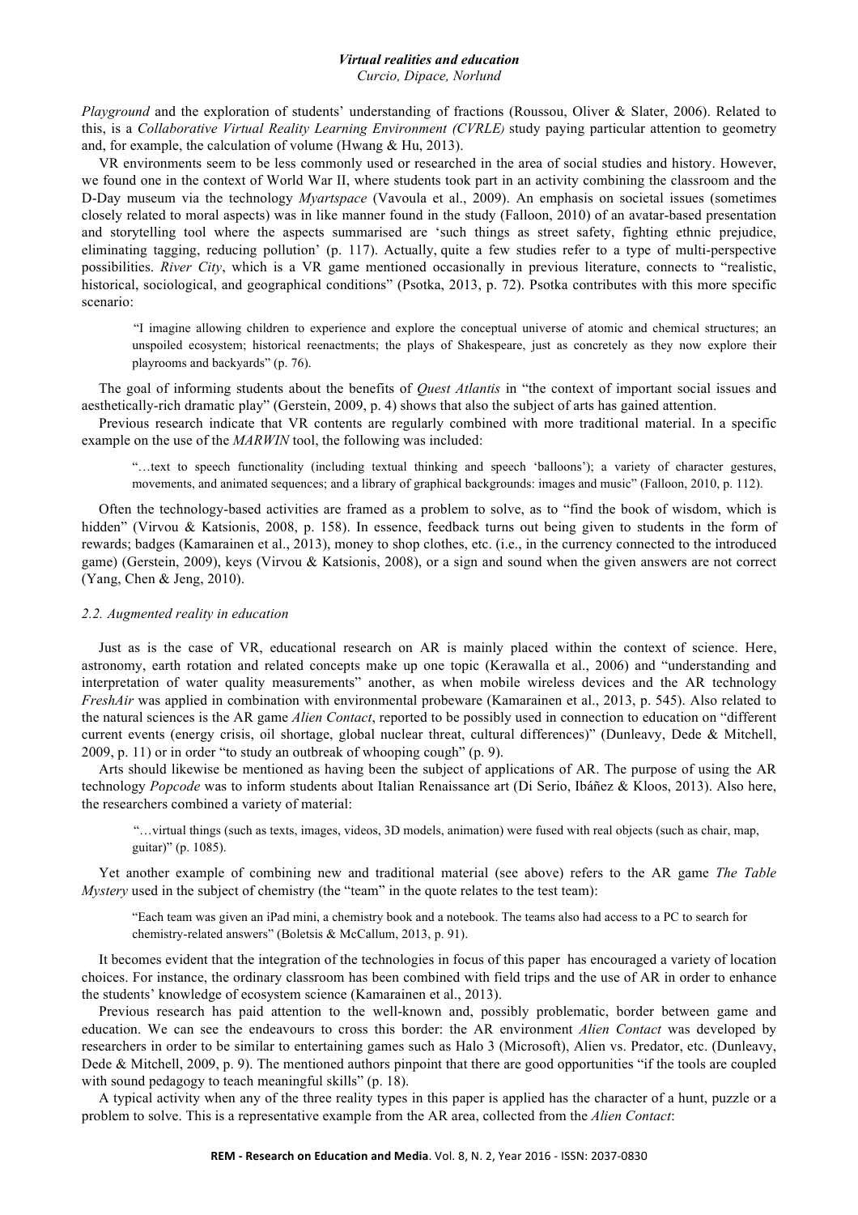*Playground* and the exploration of students' understanding of fractions (Roussou, Oliver & Slater, 2006). Related to this, is a *Collaborative Virtual Reality Learning Environment (CVRLE)* study paying particular attention to geometry and, for example, the calculation of volume (Hwang & Hu, 2013).

VR environments seem to be less commonly used or researched in the area of social studies and history. However, we found one in the context of World War II, where students took part in an activity combining the classroom and the D-Day museum via the technology *Myartspace* (Vavoula et al., 2009). An emphasis on societal issues (sometimes closely related to moral aspects) was in like manner found in the study (Falloon, 2010) of an avatar-based presentation and storytelling tool where the aspects summarised are 'such things as street safety, fighting ethnic prejudice, eliminating tagging, reducing pollution' (p. 117). Actually, quite a few studies refer to a type of multi-perspective possibilities. *River City*, which is a VR game mentioned occasionally in previous literature, connects to "realistic, historical, sociological, and geographical conditions" (Psotka, 2013, p. 72). Psotka contributes with this more specific scenario:

> "I imagine allowing children to experience and explore the conceptual universe of atomic and chemical structures; an unspoiled ecosystem; historical reenactments; the plays of Shakespeare, just as concretely as they now explore their playrooms and backyards" (p. 76).

The goal of informing students about the benefits of *Quest Atlantis* in "the context of important social issues and aesthetically-rich dramatic play" (Gerstein, 2009, p. 4) shows that also the subject of arts has gained attention.

Previous research indicate that VR contents are regularly combined with more traditional material. In a specific example on the use of the *MARWIN* tool, the following was included:

> "…text to speech functionality (including textual thinking and speech 'balloons'); a variety of character gestures, movements, and animated sequences; and a library of graphical backgrounds: images and music" (Falloon, 2010, p. 112).

Often the technology-based activities are framed as a problem to solve, as to "find the book of wisdom, which is hidden" (Virvou & Katsionis, 2008, p. 158). In essence, feedback turns out being given to students in the form of rewards; badges (Kamarainen et al., 2013), money to shop clothes, etc. (i.e., in the currency connected to the introduced game) (Gerstein, 2009), keys (Virvou & Katsionis, 2008), or a sign and sound when the given answers are not correct (Yang, Chen & Jeng, 2010).

### *2.2. Augmented reality in education*

Just as is the case of VR, educational research on AR is mainly placed within the context of science. Here, astronomy, earth rotation and related concepts make up one topic (Kerawalla et al., 2006) and "understanding and interpretation of water quality measurements" another, as when mobile wireless devices and the AR technology *FreshAir* was applied in combination with environmental probeware (Kamarainen et al., 2013, p. 545). Also related to the natural sciences is the AR game *Alien Contact*, reported to be possibly used in connection to education on "different current events (energy crisis, oil shortage, global nuclear threat, cultural differences)" (Dunleavy, Dede & Mitchell, 2009, p. 11) or in order "to study an outbreak of whooping cough" (p. 9).

Arts should likewise be mentioned as having been the subject of applications of AR. The purpose of using the AR technology *Popcode* was to inform students about Italian Renaissance art (Di Serio, Ibáñez & Kloos, 2013). Also here, the researchers combined a variety of material:

> "…virtual things (such as texts, images, videos, 3D models, animation) were fused with real objects (such as chair, map, guitar)" (p. 1085).

Yet another example of combining new and traditional material (see above) refers to the AR game *The Table Mystery* used in the subject of chemistry (the "team" in the quote relates to the test team):

> "Each team was given an iPad mini, a chemistry book and a notebook. The teams also had access to a PC to search for chemistry-related answers" (Boletsis & McCallum, 2013, p. 91).

It becomes evident that the integration of the technologies in focus of this paper has encouraged a variety of location choices. For instance, the ordinary classroom has been combined with field trips and the use of AR in order to enhance the students' knowledge of ecosystem science (Kamarainen et al., 2013).

Previous research has paid attention to the well-known and, possibly problematic, border between game and education. We can see the endeavours to cross this border: the AR environment *Alien Contact* was developed by researchers in order to be similar to entertaining games such as Halo 3 (Microsoft), Alien vs. Predator, etc. (Dunleavy, Dede & Mitchell, 2009, p. 9). The mentioned authors pinpoint that there are good opportunities "if the tools are coupled with sound pedagogy to teach meaningful skills" (p. 18).

A typical activity when any of the three reality types in this paper is applied has the character of a hunt, puzzle or a problem to solve. This is a representative example from the AR area, collected from the *Alien Contact*: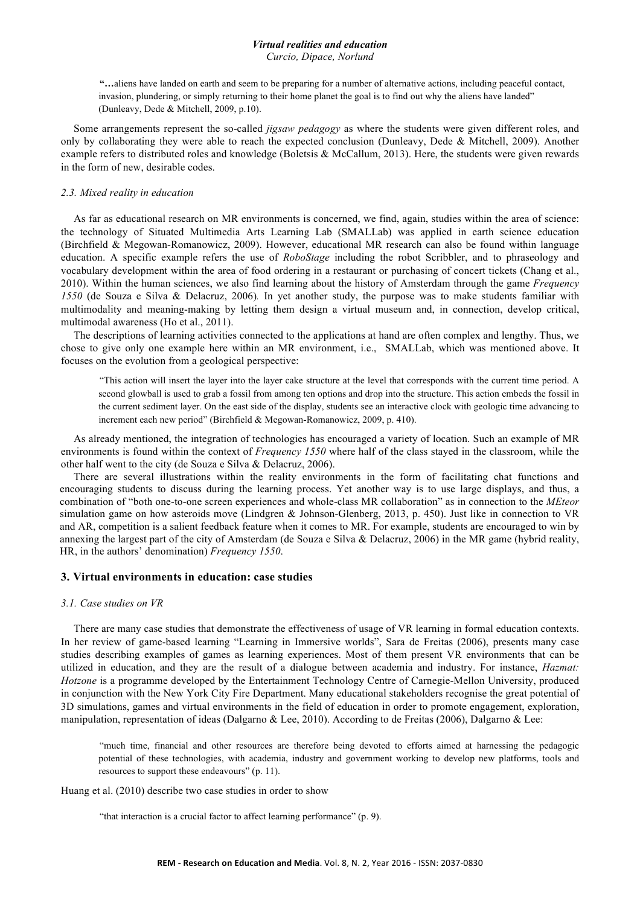> "**…**aliens have landed on earth and seem to be preparing for a number of alternative actions, including peaceful contact, invasion, plundering, or simply returning to their home planet the goal is to find out why the aliens have landed" (Dunleavy, Dede & Mitchell, 2009, p.10).

Some arrangements represent the so-called *jigsaw pedagogy* as where the students were given different roles, and only by collaborating they were able to reach the expected conclusion (Dunleavy, Dede & Mitchell, 2009). Another example refers to distributed roles and knowledge (Boletsis & McCallum, 2013). Here, the students were given rewards in the form of new, desirable codes.

### *2.3. Mixed reality in education*

As far as educational research on MR environments is concerned, we find, again, studies within the area of science: the technology of Situated Multimedia Arts Learning Lab (SMALLab) was applied in earth science education (Birchfield & Megowan-Romanowicz, 2009). However, educational MR research can also be found within language education. A specific example refers the use of *RoboStage* including the robot Scribbler, and to phraseology and vocabulary development within the area of food ordering in a restaurant or purchasing of concert tickets (Chang et al., 2010). Within the human sciences, we also find learning about the history of Amsterdam through the game *Frequency 1550* (de Souza e Silva & Delacruz, 2006)*.* In yet another study, the purpose was to make students familiar with multimodality and meaning-making by letting them design a virtual museum and, in connection, develop critical, multimodal awareness (Ho et al., 2011).

The descriptions of learning activities connected to the applications at hand are often complex and lengthy. Thus, we chose to give only one example here within an MR environment, i.e., SMALLab, which was mentioned above. It focuses on the evolution from a geological perspective:

> "This action will insert the layer into the layer cake structure at the level that corresponds with the current time period. A second glowball is used to grab a fossil from among ten options and drop into the structure. This action embeds the fossil in the current sediment layer. On the east side of the display, students see an interactive clock with geologic time advancing to increment each new period" (Birchfield & Megowan-Romanowicz, 2009, p. 410).

As already mentioned, the integration of technologies has encouraged a variety of location. Such an example of MR environments is found within the context of *Frequency 1550* where half of the class stayed in the classroom, while the other half went to the city (de Souza e Silva & Delacruz, 2006).

There are several illustrations within the reality environments in the form of facilitating chat functions and encouraging students to discuss during the learning process. Yet another way is to use large displays, and thus, a combination of "both one-to-one screen experiences and whole-class MR collaboration" as in connection to the *MEteor* simulation game on how asteroids move (Lindgren & Johnson-Glenberg, 2013, p. 450). Just like in connection to VR and AR, competition is a salient feedback feature when it comes to MR. For example, students are encouraged to win by annexing the largest part of the city of Amsterdam (de Souza e Silva & Delacruz, 2006) in the MR game (hybrid reality, HR, in the authors' denomination) *Frequency 1550*.

## 3. Virtual environments in education: case studies

### *3.1. Case studies on VR*

There are many case studies that demonstrate the effectiveness of usage of VR learning in formal education contexts. In her review of game-based learning "Learning in Immersive worlds", Sara de Freitas (2006), presents many case studies describing examples of games as learning experiences. Most of them present VR environments that can be utilized in education, and they are the result of a dialogue between academia and industry. For instance, *Hazmat: Hotzone* is a programme developed by the Entertainment Technology Centre of Carnegie-Mellon University, produced in conjunction with the New York City Fire Department. Many educational stakeholders recognise the great potential of 3D simulations, games and virtual environments in the field of education in order to promote engagement, exploration, manipulation, representation of ideas (Dalgarno & Lee, 2010). According to de Freitas (2006), Dalgarno & Lee:

> "much time, financial and other resources are therefore being devoted to efforts aimed at harnessing the pedagogic potential of these technologies, with academia, industry and government working to develop new platforms, tools and resources to support these endeavours" (p. 11).

Huang et al. (2010) describe two case studies in order to show

> "that interaction is a crucial factor to affect learning performance" (p. 9).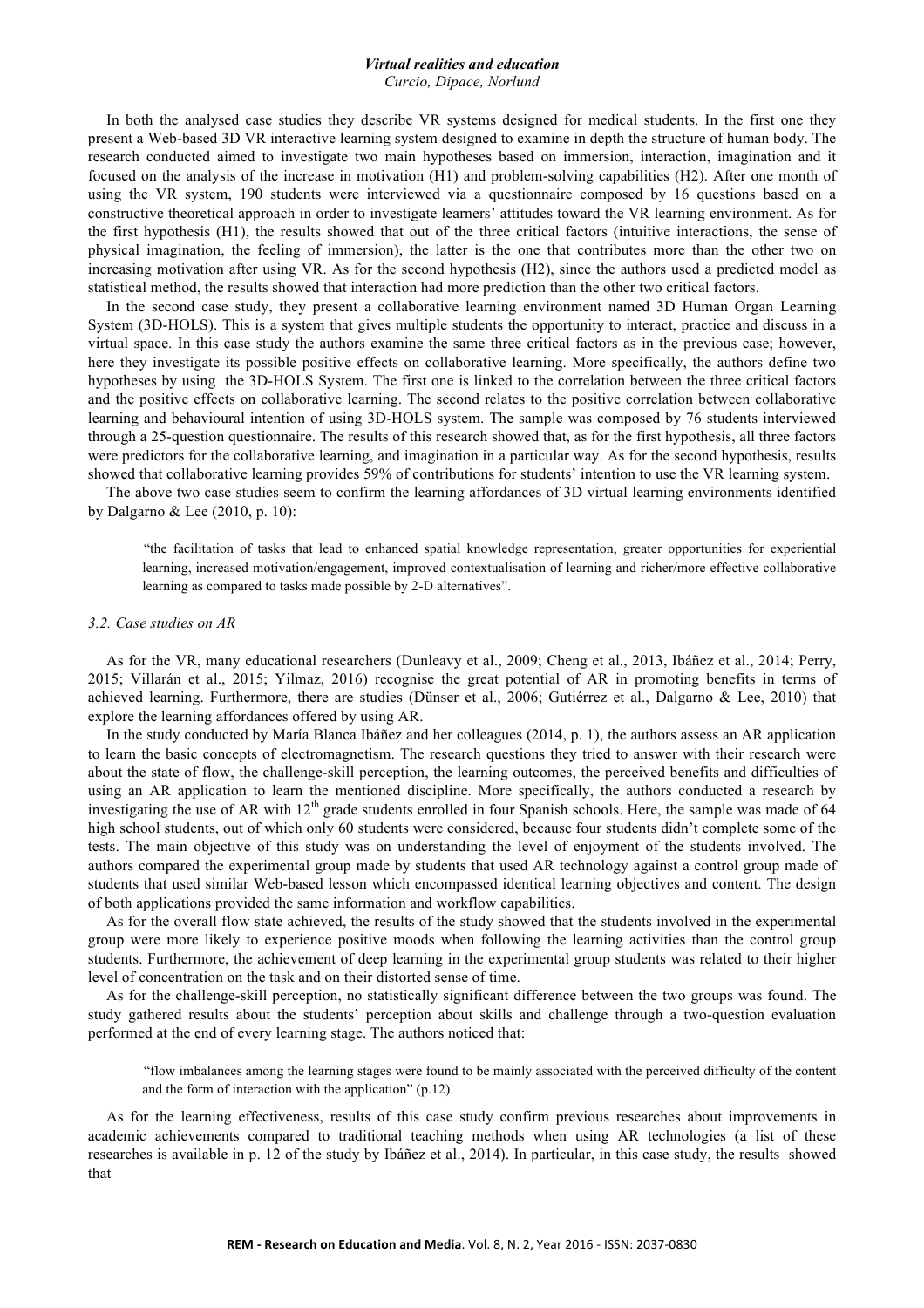In both the analysed case studies they describe VR systems designed for medical students. In the first one they present a Web-based 3D VR interactive learning system designed to examine in depth the structure of human body. The research conducted aimed to investigate two main hypotheses based on immersion, interaction, imagination and it focused on the analysis of the increase in motivation (H1) and problem-solving capabilities (H2). After one month of using the VR system, 190 students were interviewed via a questionnaire composed by 16 questions based on a constructive theoretical approach in order to investigate learners' attitudes toward the VR learning environment. As for the first hypothesis (H1), the results showed that out of the three critical factors (intuitive interactions, the sense of physical imagination, the feeling of immersion), the latter is the one that contributes more than the other two on increasing motivation after using VR. As for the second hypothesis (H2), since the authors used a predicted model as statistical method, the results showed that interaction had more prediction than the other two critical factors.

In the second case study, they present a collaborative learning environment named 3D Human Organ Learning System (3D-HOLS). This is a system that gives multiple students the opportunity to interact, practice and discuss in a virtual space. In this case study the authors examine the same three critical factors as in the previous case; however, here they investigate its possible positive effects on collaborative learning. More specifically, the authors define two hypotheses by using the 3D-HOLS System. The first one is linked to the correlation between the three critical factors and the positive effects on collaborative learning. The second relates to the positive correlation between collaborative learning and behavioural intention of using 3D-HOLS system. The sample was composed by 76 students interviewed through a 25-question questionnaire. The results of this research showed that, as for the first hypothesis, all three factors were predictors for the collaborative learning, and imagination in a particular way. As for the second hypothesis, results showed that collaborative learning provides 59% of contributions for students' intention to use the VR learning system.

The above two case studies seem to confirm the learning affordances of 3D virtual learning environments identified by Dalgarno & Lee (2010, p. 10):

> "the facilitation of tasks that lead to enhanced spatial knowledge representation, greater opportunities for experiential learning, increased motivation/engagement, improved contextualisation of learning and richer/more effective collaborative learning as compared to tasks made possible by 2-D alternatives".

### *3.2. Case studies on AR*

As for the VR, many educational researchers (Dunleavy et al., 2009; Cheng et al., 2013, Ibáñez et al., 2014; Perry, 2015; Villarán et al., 2015; Yilmaz, 2016) recognise the great potential of AR in promoting benefits in terms of achieved learning. Furthermore, there are studies (Dünser et al., 2006; Gutiérrez et al., Dalgarno & Lee, 2010) that explore the learning affordances offered by using AR.

In the study conducted by María Blanca Ibáñez and her colleagues (2014, p. 1), the authors assess an AR application to learn the basic concepts of electromagnetism. The research questions they tried to answer with their research were about the state of flow, the challenge-skill perception, the learning outcomes, the perceived benefits and difficulties of using an AR application to learn the mentioned discipline. More specifically, the authors conducted a research by investigating the use of AR with 12th grade students enrolled in four Spanish schools. Here, the sample was made of 64 high school students, out of which only 60 students were considered, because four students didn't complete some of the tests. The main objective of this study was on understanding the level of enjoyment of the students involved. The authors compared the experimental group made by students that used AR technology against a control group made of students that used similar Web-based lesson which encompassed identical learning objectives and content. The design of both applications provided the same information and workflow capabilities.

As for the overall flow state achieved, the results of the study showed that the students involved in the experimental group were more likely to experience positive moods when following the learning activities than the control group students. Furthermore, the achievement of deep learning in the experimental group students was related to their higher level of concentration on the task and on their distorted sense of time.

As for the challenge-skill perception, no statistically significant difference between the two groups was found. The study gathered results about the students' perception about skills and challenge through a two-question evaluation performed at the end of every learning stage. The authors noticed that:

> "flow imbalances among the learning stages were found to be mainly associated with the perceived difficulty of the content and the form of interaction with the application" (p.12).

As for the learning effectiveness, results of this case study confirm previous researches about improvements in academic achievements compared to traditional teaching methods when using AR technologies (a list of these researches is available in p. 12 of the study by Ibáñez et al., 2014). In particular, in this case study, the results showed that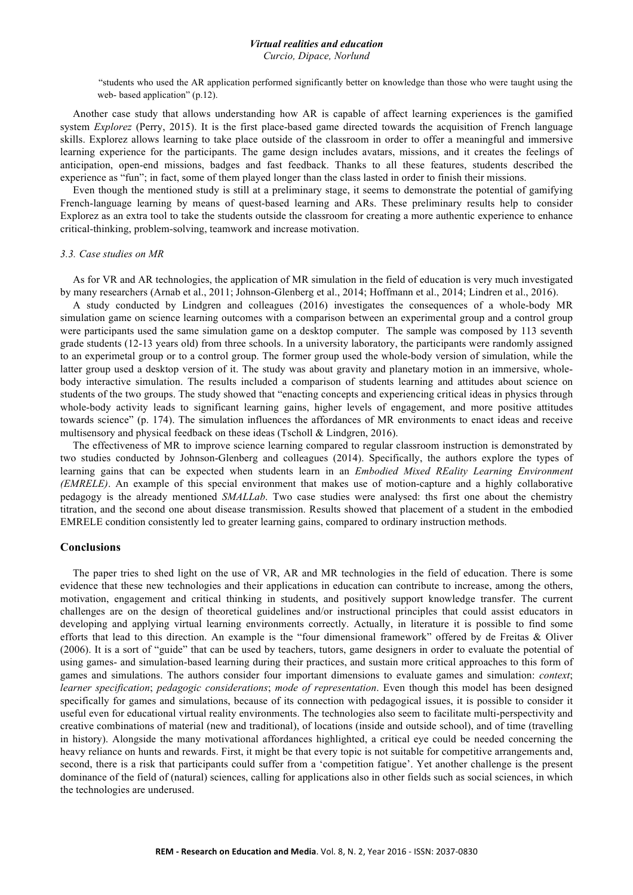"students who used the AR application performed significantly better on knowledge than those who were taught using the web- based application" (p.12).

Another case study that allows understanding how AR is capable of affect learning experiences is the gamified system *Explorez* (Perry, 2015). It is the first place-based game directed towards the acquisition of French language skills. Explorez allows learning to take place outside of the classroom in order to offer a meaningful and immersive learning experience for the participants. The game design includes avatars, missions, and it creates the feelings of anticipation, open-end missions, badges and fast feedback. Thanks to all these features, students described the experience as "fun"; in fact, some of them played longer than the class lasted in order to finish their missions.

Even though the mentioned study is still at a preliminary stage, it seems to demonstrate the potential of gamifying French-language learning by means of quest-based learning and ARs. These preliminary results help to consider Explorez as an extra tool to take the students outside the classroom for creating a more authentic experience to enhance critical-thinking, problem-solving, teamwork and increase motivation.

### *3.3. Case studies on MR*

As for VR and AR technologies, the application of MR simulation in the field of education is very much investigated by many researchers (Arnab et al., 2011; Johnson-Glenberg et al., 2014; Hoffmann et al., 2014; Lindren et al., 2016).

A study conducted by Lindgren and colleagues (2016) investigates the consequences of a whole-body MR simulation game on science learning outcomes with a comparison between an experimental group and a control group were participants used the same simulation game on a desktop computer. The sample was composed by 113 seventh grade students (12-13 years old) from three schools. In a university laboratory, the participants were randomly assigned to an experimetal group or to a control group. The former group used the whole-body version of simulation, while the latter group used a desktop version of it. The study was about gravity and planetary motion in an immersive, whole-body interactive simulation. The results included a comparison of students learning and attitudes about science on students of the two groups. The study showed that "enacting concepts and experiencing critical ideas in physics through whole-body activity leads to significant learning gains, higher levels of engagement, and more positive attitudes towards science" (p. 174). The simulation influences the affordances of MR environments to enact ideas and receive multisensory and physical feedback on these ideas (Tscholl & Lindgren, 2016).

The effectiveness of MR to improve science learning compared to regular classroom instruction is demonstrated by two studies conducted by Johnson-Glenberg and colleagues (2014). Specifically, the authors explore the types of learning gains that can be expected when students learn in an *Embodied Mixed REality Learning Environment (EMRELE)*. An example of this special environment that makes use of motion-capture and a highly collaborative pedagogy is the already mentioned *SMALLab*. Two case studies were analysed: ths first one about the chemistry titration, and the second one about disease transmission. Results showed that placement of a student in the embodied EMRELE condition consistently led to greater learning gains, compared to ordinary instruction methods.

## Conclusions

The paper tries to shed light on the use of VR, AR and MR technologies in the field of education. There is some evidence that these new technologies and their applications in education can contribute to increase, among the others, motivation, engagement and critical thinking in students, and positively support knowledge transfer. The current challenges are on the design of theoretical guidelines and/or instructional principles that could assist educators in developing and applying virtual learning environments correctly. Actually, in literature it is possible to find some efforts that lead to this direction. An example is the "four dimensional framework" offered by de Freitas & Oliver (2006). It is a sort of "guide" that can be used by teachers, tutors, game designers in order to evaluate the potential of using games- and simulation-based learning during their practices, and sustain more critical approaches to this form of games and simulations. The authors consider four important dimensions to evaluate games and simulation: *context*; *learner specification*; *pedagogic considerations*; *mode of representation*. Even though this model has been designed specifically for games and simulations, because of its connection with pedagogical issues, it is possible to consider it useful even for educational virtual reality environments. The technologies also seem to facilitate multi-perspectivity and creative combinations of material (new and traditional), of locations (inside and outside school), and of time (travelling in history). Alongside the many motivational affordances highlighted, a critical eye could be needed concerning the heavy reliance on hunts and rewards. First, it might be that every topic is not suitable for competitive arrangements and, second, there is a risk that participants could suffer from a 'competition fatigue'. Yet another challenge is the present dominance of the field of (natural) sciences, calling for applications also in other fields such as social sciences, in which the technologies are underused.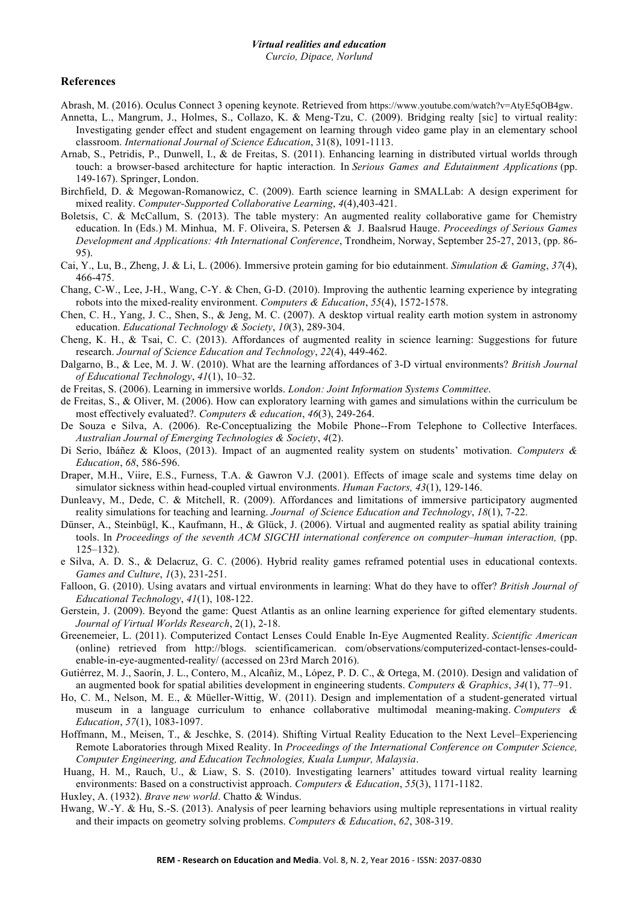## References

Abrash, M. (2016). Oculus Connect 3 opening keynote. Retrieved from https://www.youtube.com/watch?v=AtyE5qOB4gw.

Annetta, L., Mangrum, J., Holmes, S., Collazo, K. & Meng-Tzu, C. (2009). Bridging realty [sic] to virtual reality: Investigating gender effect and student engagement on learning through video game play in an elementary school classroom. *International Journal of Science Education*, 31(8), 1091-1113.

Arnab, S., Petridis, P., Dunwell, I., & de Freitas, S. (2011). Enhancing learning in distributed virtual worlds through touch: a browser-based architecture for haptic interaction. In *Serious Games and Edutainment Applications* (pp. 149-167). Springer, London.

Birchfield, D. & Megowan-Romanowicz, C. (2009). Earth science learning in SMALLab: A design experiment for mixed reality. *Computer-Supported Collaborative Learning*, *4*(4),403-421.

Boletsis, C. & McCallum, S. (2013). The table mystery: An augmented reality collaborative game for Chemistry education. In (Eds.) M. Minhua, M. F. Oliveira, S. Petersen & J. Baalsrud Hauge. *Proceedings of Serious Games Development and Applications: 4th International Conference*, Trondheim, Norway, September 25-27, 2013, (pp. 86-95).

Cai, Y., Lu, B., Zheng, J. & Li, L. (2006). Immersive protein gaming for bio edutainment. *Simulation & Gaming*, *37*(4), 466-475.

Chang, C-W., Lee, J-H., Wang, C-Y. & Chen, G-D. (2010). Improving the authentic learning experience by integrating robots into the mixed-reality environment. *Computers & Education*, *55*(4), 1572-1578.

Chen, C. H., Yang, J. C., Shen, S., & Jeng, M. C. (2007). A desktop virtual reality earth motion system in astronomy education. *Educational Technology & Society*, *10*(3), 289-304.

Cheng, K. H., & Tsai, C. C. (2013). Affordances of augmented reality in science learning: Suggestions for future research. *Journal of Science Education and Technology*, *22*(4), 449-462.

Dalgarno, B., & Lee, M. J. W. (2010). What are the learning affordances of 3-D virtual environments? *British Journal of Educational Technology*, *41*(1), 10–32.

de Freitas, S. (2006). Learning in immersive worlds. *London: Joint Information Systems Committee*.

de Freitas, S., & Oliver, M. (2006). How can exploratory learning with games and simulations within the curriculum be most effectively evaluated?. *Computers & education*, *46*(3), 249-264.

De Souza e Silva, A. (2006). Re-Conceptualizing the Mobile Phone--From Telephone to Collective Interfaces. *Australian Journal of Emerging Technologies & Society*, *4*(2).

Di Serio, Ibáñez & Kloos, (2013). Impact of an augmented reality system on students' motivation. *Computers & Education*, *68*, 586-596.

Draper, M.H., Viire, E.S., Furness, T.A. & Gawron V.J. (2001). Effects of image scale and systems time delay on simulator sickness within head-coupled virtual environments. *Human Factors, 43*(1), 129-146.

Dunleavy, M., Dede, C. & Mitchell, R. (2009). Affordances and limitations of immersive participatory augmented reality simulations for teaching and learning. *Journal of Science Education and Technology*, *18*(1), 7-22.

Dünser, A., Steinbügl, K., Kaufmann, H., & Glück, J. (2006). Virtual and augmented reality as spatial ability training tools. In *Proceedings of the seventh ACM SIGCHI international conference on computer–human interaction,* (pp. 125–132).

e Silva, A. D. S., & Delacruz, G. C. (2006). Hybrid reality games reframed potential uses in educational contexts. *Games and Culture*, *1*(3), 231-251.

Falloon, G. (2010). Using avatars and virtual environments in learning: What do they have to offer? *British Journal of Educational Technology*, *41*(1), 108-122.

Gerstein, J. (2009). Beyond the game: Quest Atlantis as an online learning experience for gifted elementary students. *Journal of Virtual Worlds Research*, 2(1), 2-18.

Greenemeier, L. (2011). Computerized Contact Lenses Could Enable In-Eye Augmented Reality. *Scientific American* (online) retrieved from http://blogs. scientificamerican. com/observations/computerized-contact-lenses-could-enable-in-eye-augmented-reality/ (accessed on 23rd March 2016).

Gutiérrez, M. J., Saorín, J. L., Contero, M., Alcañiz, M., López, P. D. C., & Ortega, M. (2010). Design and validation of an augmented book for spatial abilities development in engineering students. *Computers & Graphics*, *34*(1), 77–91.

Ho, C. M., Nelson, M. E., & Müeller-Wittig, W. (2011). Design and implementation of a student-generated virtual museum in a language curriculum to enhance collaborative multimodal meaning-making. *Computers & Education*, *57*(1), 1083-1097.

Hoffmann, M., Meisen, T., & Jeschke, S. (2014). Shifting Virtual Reality Education to the Next Level–Experiencing Remote Laboratories through Mixed Reality. In *Proceedings of the International Conference on Computer Science, Computer Engineering, and Education Technologies, Kuala Lumpur, Malaysia*.

Huang, H. M., Rauch, U., & Liaw, S. S. (2010). Investigating learners' attitudes toward virtual reality learning environments: Based on a constructivist approach. *Computers & Education*, *55*(3), 1171-1182.

Huxley, A. (1932). *Brave new world*. Chatto & Windus.

Hwang, W.-Y. & Hu, S.-S. (2013). Analysis of peer learning behaviors using multiple representations in virtual reality and their impacts on geometry solving problems. *Computers & Education*, *62*, 308-319.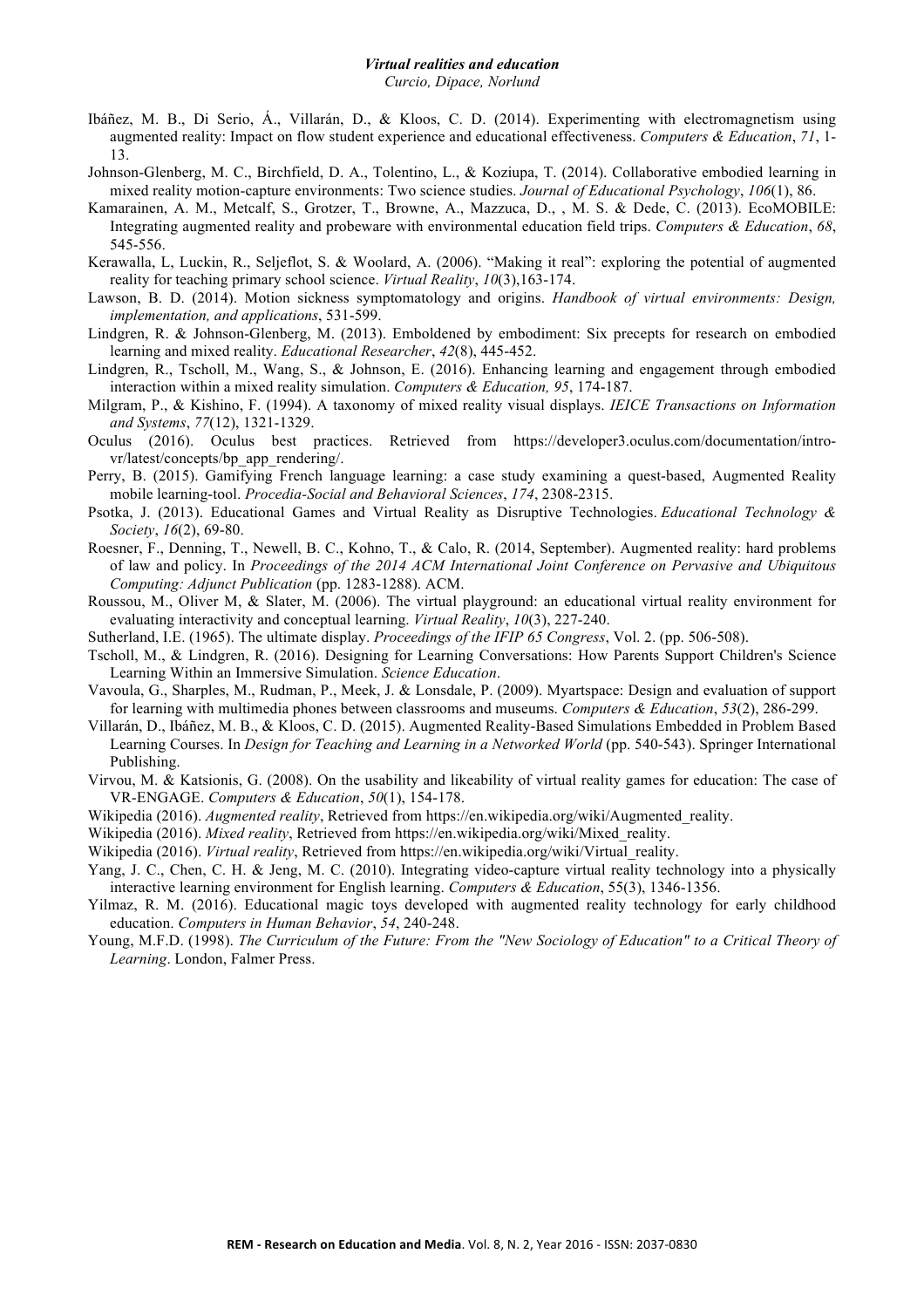Ibáñez, M. B., Di Serio, Á., Villarán, D., & Kloos, C. D. (2014). Experimenting with electromagnetism using augmented reality: Impact on flow student experience and educational effectiveness. *Computers & Education*, *71*, 1-13.

Johnson-Glenberg, M. C., Birchfield, D. A., Tolentino, L., & Koziupa, T. (2014). Collaborative embodied learning in mixed reality motion-capture environments: Two science studies. *Journal of Educational Psychology*, *106*(1), 86.

Kamarainen, A. M., Metcalf, S., Grotzer, T., Browne, A., Mazzuca, D., , M. S. & Dede, C. (2013). EcoMOBILE: Integrating augmented reality and probeware with environmental education field trips. *Computers & Education*, *68*, 545-556.

Kerawalla, L, Luckin, R., Seljeflot, S. & Woolard, A. (2006). "Making it real": exploring the potential of augmented reality for teaching primary school science. *Virtual Reality*, *10*(3),163-174.

Lawson, B. D. (2014). Motion sickness symptomatology and origins. *Handbook of virtual environments: Design, implementation, and applications*, 531-599.

Lindgren, R. & Johnson-Glenberg, M. (2013). Emboldened by embodiment: Six precepts for research on embodied learning and mixed reality. *Educational Researcher*, *42*(8), 445-452.

Lindgren, R., Tscholl, M., Wang, S., & Johnson, E. (2016). Enhancing learning and engagement through embodied interaction within a mixed reality simulation. *Computers & Education, 95*, 174-187.

Milgram, P., & Kishino, F. (1994). A taxonomy of mixed reality visual displays. *IEICE Transactions on Information and Systems*, *77*(12), 1321-1329.

Oculus (2016). Oculus best practices. Retrieved from https://developer3.oculus.com/documentation/intro-vr/latest/concepts/bp_app_rendering/.

Perry, B. (2015). Gamifying French language learning: a case study examining a quest-based, Augmented Reality mobile learning-tool. *Procedia-Social and Behavioral Sciences*, *174*, 2308-2315.

Psotka, J. (2013). Educational Games and Virtual Reality as Disruptive Technologies. *Educational Technology & Society*, *16*(2), 69-80.

Roesner, F., Denning, T., Newell, B. C., Kohno, T., & Calo, R. (2014, September). Augmented reality: hard problems of law and policy. In *Proceedings of the 2014 ACM International Joint Conference on Pervasive and Ubiquitous Computing: Adjunct Publication* (pp. 1283-1288). ACM.

Roussou, M., Oliver M, & Slater, M. (2006). The virtual playground: an educational virtual reality environment for evaluating interactivity and conceptual learning. *Virtual Reality*, *10*(3), 227-240.

Sutherland, I.E. (1965). The ultimate display. *Proceedings of the IFIP 65 Congress*, Vol. 2. (pp. 506-508).

Tscholl, M., & Lindgren, R. (2016). Designing for Learning Conversations: How Parents Support Children's Science Learning Within an Immersive Simulation. *Science Education*.

Vavoula, G., Sharples, M., Rudman, P., Meek, J. & Lonsdale, P. (2009). Myartspace: Design and evaluation of support for learning with multimedia phones between classrooms and museums. *Computers & Education*, *53*(2), 286-299.

Villarán, D., Ibáñez, M. B., & Kloos, C. D. (2015). Augmented Reality-Based Simulations Embedded in Problem Based Learning Courses. In *Design for Teaching and Learning in a Networked World* (pp. 540-543). Springer International Publishing.

Virvou, M. & Katsionis, G. (2008). On the usability and likeability of virtual reality games for education: The case of VR-ENGAGE. *Computers & Education*, *50*(1), 154-178.

Wikipedia (2016). *Augmented reality*, Retrieved from https://en.wikipedia.org/wiki/Augmented_reality.

Wikipedia (2016). *Mixed reality*, Retrieved from https://en.wikipedia.org/wiki/Mixed_reality.

Wikipedia (2016). *Virtual reality*, Retrieved from https://en.wikipedia.org/wiki/Virtual_reality.

Yang, J. C., Chen, C. H. & Jeng, M. C. (2010). Integrating video-capture virtual reality technology into a physically interactive learning environment for English learning. *Computers & Education*, 55(3), 1346-1356.

Yilmaz, R. M. (2016). Educational magic toys developed with augmented reality technology for early childhood education. *Computers in Human Behavior*, *54*, 240-248.

Young, M.F.D. (1998). *The Curriculum of the Future: From the "New Sociology of Education" to a Critical Theory of Learning*. London, Falmer Press.